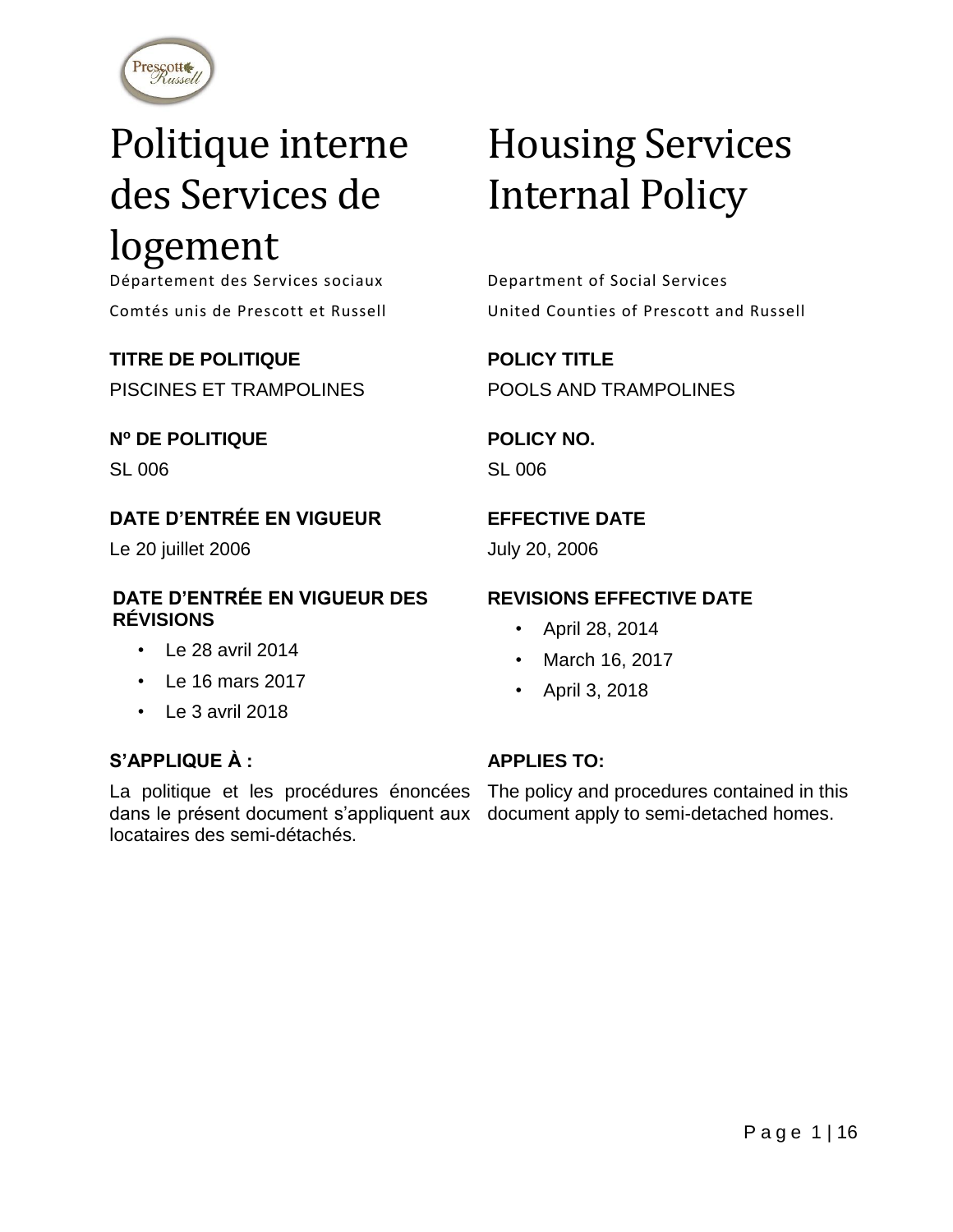# Politique interne des Services de logement

Département des Services sociaux

Comtés unis de Prescott et Russell

# Housing Services Internal Policy

Department of Social Services

United Counties of Prescott and Russell

**TITRE DE POLITIQUE**

PISCINES ET TRAMPOLINES

**POLICY TITLE**

POOLS AND TRAMPOLINES

**Nº DE POLITIQUE**

SL 006

**POLICY NO.**

SL 006

**DATE D'ENTRÉE EN VIGUEUR**

Le 20 juillet 2006

**EFFECTIVE DATE**

July 20, 2006

**DATE D'ENTRÉE EN VIGUEUR DES RÉVISIONS**

- Le 28 avril 2014
- Le 16 mars 2017
- Le 3 avril 2018

**REVISIONS EFFECTIVE DATE**

- April 28, 2014
- March 16, 2017
- April 3, 2018

**S'APPLIQUE À :**

La politique et les procédures énoncées dans le présent document s'appliquent aux locataires des semi-détachés.

**APPLIES TO:**

The policy and procedures contained in this document apply to semi-detached homes.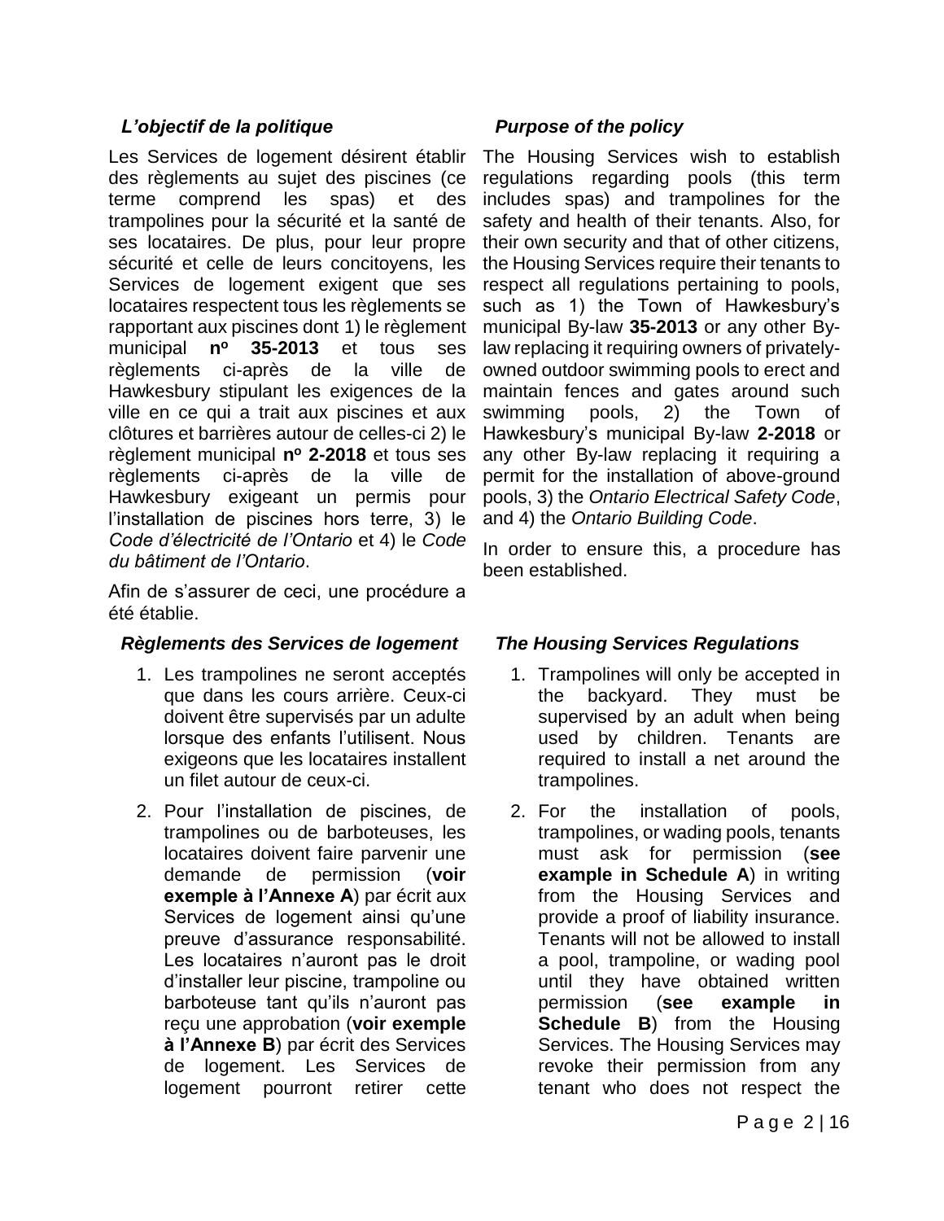### *L'objectif de la politique*

Les Services de logement désirent établir des règlements au sujet des piscines (ce terme comprend les spas) et des trampolines pour la sécurité et la santé de ses locataires. De plus, pour leur propre sécurité et celle de leurs concitoyens, les Services de logement exigent que ses locataires respectent tous les règlements se rapportant aux piscines dont 1) le règlement municipal **nº 35-2013** et tous ses règlements ci-après de la ville de Hawkesbury stipulant les exigences de la ville en ce qui a trait aux piscines et aux clôtures et barrières autour de celles-ci 2) le règlement municipal **nº 2-2018** et tous ses règlements ci-après de la ville de Hawkesbury exigeant un permis pour l'installation de piscines hors terre, 3) le *Code d'électricité de l'Ontario* et 4) le *Code du bâtiment de l'Ontario*.

Afin de s'assurer de ceci, une procédure a été établie.

### *Règlements des Services de logement*

1. Les trampolines ne seront acceptés que dans les cours arrière. Ceux-ci doivent être supervisés par un adulte lorsque des enfants l'utilisent. Nous exigeons que les locataires installent un filet autour de ceux-ci.
2. Pour l'installation de piscines, de trampolines ou de barboteuses, les locataires doivent faire parvenir une demande de permission (**voir exemple à l'Annexe A**) par écrit aux Services de logement ainsi qu'une preuve d'assurance responsabilité. Les locataires n'auront pas le droit d'installer leur piscine, trampoline ou barboteuse tant qu'ils n'auront pas reçu une approbation (**voir exemple à l'Annexe B**) par écrit des Services de logement. Les Services de logement pourront retirer cette

### *Purpose of the policy*

The Housing Services wish to establish regulations regarding pools (this term includes spas) and trampolines for the safety and health of their tenants. Also, for their own security and that of other citizens, the Housing Services require their tenants to respect all regulations pertaining to pools, such as 1) the Town of Hawkesbury's municipal By-law **35-2013** or any other By-law replacing it requiring owners of privately-owned outdoor swimming pools to erect and maintain fences and gates around such swimming pools, 2) the Town of Hawkesbury's municipal By-law **2-2018** or any other By-law replacing it requiring a permit for the installation of above-ground pools, 3) the *Ontario Electrical Safety Code*, and 4) the *Ontario Building Code*.

In order to ensure this, a procedure has been established.

### *The Housing Services Regulations*

1. Trampolines will only be accepted in the backyard. They must be supervised by an adult when being used by children. Tenants are required to install a net around the trampolines.
2. For the installation of pools, trampolines, or wading pools, tenants must ask for permission (**see example in Schedule A**) in writing from the Housing Services and provide a proof of liability insurance. Tenants will not be allowed to install a pool, trampoline, or wading pool until they have obtained written permission (**see example in Schedule B**) from the Housing Services. The Housing Services may revoke their permission from any tenant who does not respect the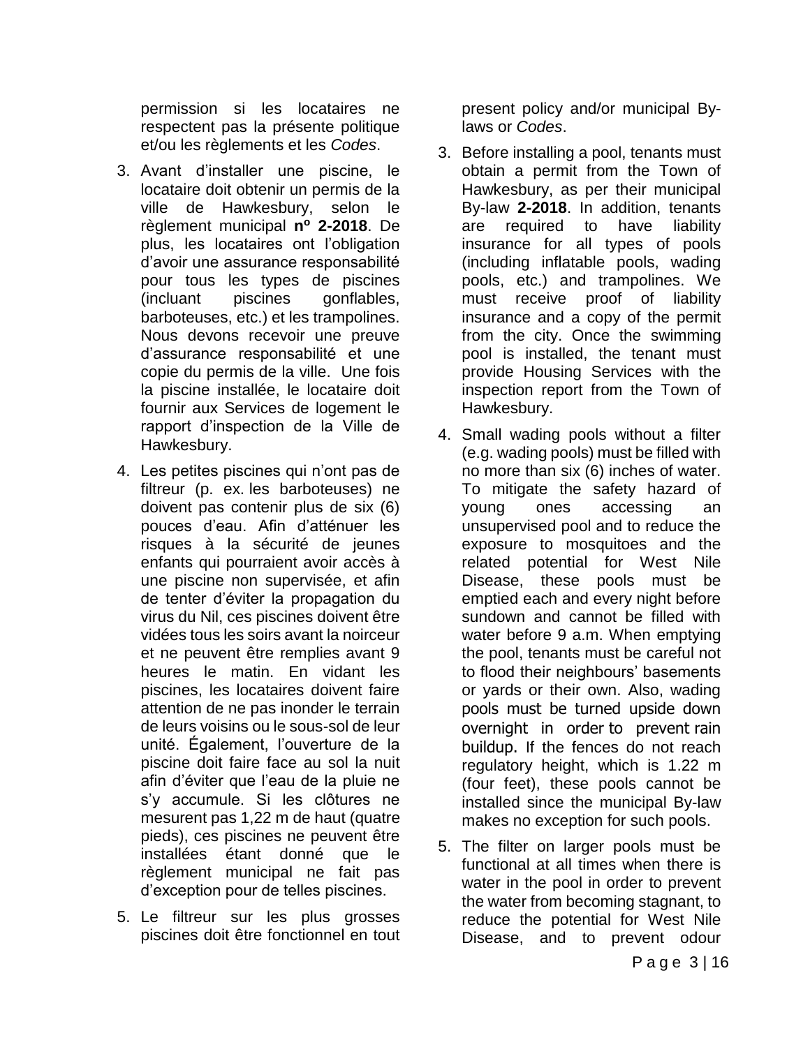permission si les locataires ne respectent pas la présente politique et/ou les règlements et les *Codes*.

3. Avant d'installer une piscine, le locataire doit obtenir un permis de la ville de Hawkesbury, selon le règlement municipal **nº 2-2018**. De plus, les locataires ont l'obligation d'avoir une assurance responsabilité pour tous les types de piscines (incluant piscines gonflables, barboteuses, etc.) et les trampolines. Nous devons recevoir une preuve d'assurance responsabilité et une copie du permis de la ville. Une fois la piscine installée, le locataire doit fournir aux Services de logement le rapport d'inspection de la Ville de Hawkesbury.

4. Les petites piscines qui n'ont pas de filtreur (p. ex. les barboteuses) ne doivent pas contenir plus de six (6) pouces d'eau. Afin d'atténuer les risques à la sécurité de jeunes enfants qui pourraient avoir accès à une piscine non supervisée, et afin de tenter d'éviter la propagation du virus du Nil, ces piscines doivent être vidées tous les soirs avant la noirceur et ne peuvent être remplies avant 9 heures le matin. En vidant les piscines, les locataires doivent faire attention de ne pas inonder le terrain de leurs voisins ou le sous-sol de leur unité. Également, l'ouverture de la piscine doit faire face au sol la nuit afin d'éviter que l'eau de la pluie ne s'y accumule. Si les clôtures ne mesurent pas 1,22 m de haut (quatre pieds), ces piscines ne peuvent être installées étant donné que le règlement municipal ne fait pas d'exception pour de telles piscines.

5. Le filtreur sur les plus grosses piscines doit être fonctionnel en tout

present policy and/or municipal By-laws or *Codes*.

3. Before installing a pool, tenants must obtain a permit from the Town of Hawkesbury, as per their municipal By-law **2-2018**. In addition, tenants are required to have liability insurance for all types of pools (including inflatable pools, wading pools, etc.) and trampolines. We must receive proof of liability insurance and a copy of the permit from the city. Once the swimming pool is installed, the tenant must provide Housing Services with the inspection report from the Town of Hawkesbury.

4. Small wading pools without a filter (e.g. wading pools) must be filled with no more than six (6) inches of water. To mitigate the safety hazard of young ones accessing an unsupervised pool and to reduce the exposure to mosquitoes and the related potential for West Nile Disease, these pools must be emptied each and every night before sundown and cannot be filled with water before 9 a.m. When emptying the pool, tenants must be careful not to flood their neighbours' basements or yards or their own. Also, wading pools must be turned upside down overnight in order to prevent rain buildup. If the fences do not reach regulatory height, which is 1.22 m (four feet), these pools cannot be installed since the municipal By-law makes no exception for such pools.

5. The filter on larger pools must be functional at all times when there is water in the pool in order to prevent the water from becoming stagnant, to reduce the potential for West Nile Disease, and to prevent odour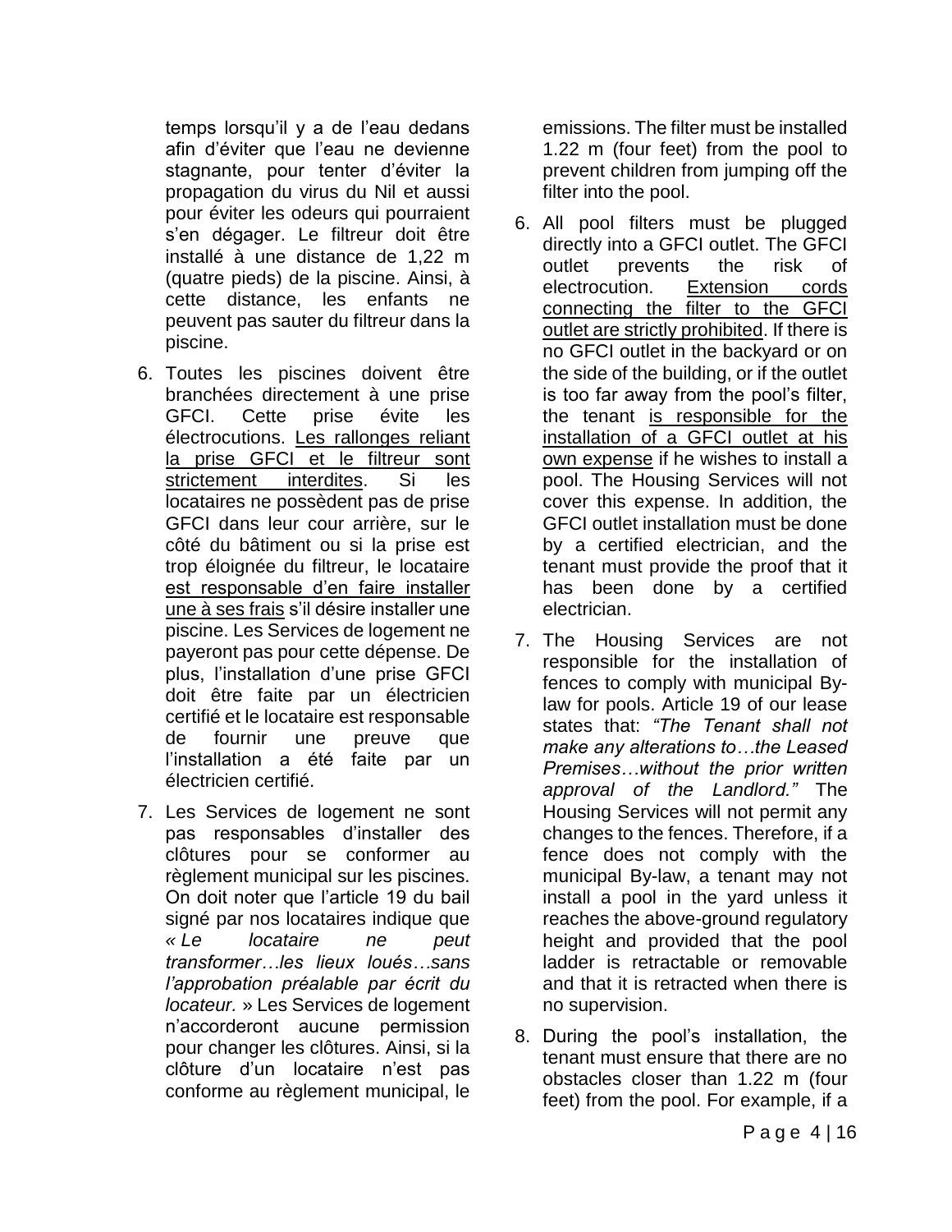temps lorsqu'il y a de l'eau dedans afin d'éviter que l'eau ne devienne stagnante, pour tenter d'éviter la propagation du virus du Nil et aussi pour éviter les odeurs qui pourraient s'en dégager. Le filtreur doit être installé à une distance de 1,22 m (quatre pieds) de la piscine. Ainsi, à cette distance, les enfants ne peuvent pas sauter du filtreur dans la piscine.

6. Toutes les piscines doivent être branchées directement à une prise GFCI. Cette prise évite les électrocutions. <u>Les rallonges reliant la prise GFCI et le filtreur sont strictement interdites</u>. Si les locataires ne possèdent pas de prise GFCI dans leur cour arrière, sur le côté du bâtiment ou si la prise est trop éloignée du filtreur, le locataire <u>est responsable d'en faire installer une à ses frais</u> s'il désire installer une piscine. Les Services de logement ne payeront pas pour cette dépense. De plus, l'installation d'une prise GFCI doit être faite par un électricien certifié et le locataire est responsable de fournir une preuve que l'installation a été faite par un électricien certifié.

7. Les Services de logement ne sont pas responsables d'installer des clôtures pour se conformer au règlement municipal sur les piscines. On doit noter que l'article 19 du bail signé par nos locataires indique que *« Le locataire ne peut transformer…les lieux loués…sans l'approbation préalable par écrit du locateur.* » Les Services de logement n'accorderont aucune permission pour changer les clôtures. Ainsi, si la clôture d'un locataire n'est pas conforme au règlement municipal, le

emissions. The filter must be installed 1.22 m (four feet) from the pool to prevent children from jumping off the filter into the pool.

6. All pool filters must be plugged directly into a GFCI outlet. The GFCI outlet prevents the risk of electrocution. <u>Extension cords connecting the filter to the GFCI outlet are strictly prohibited</u>. If there is no GFCI outlet in the backyard or on the side of the building, or if the outlet is too far away from the pool's filter, the tenant <u>is responsible for the installation of a GFCI outlet at his own expense</u> if he wishes to install a pool. The Housing Services will not cover this expense. In addition, the GFCI outlet installation must be done by a certified electrician, and the tenant must provide the proof that it has been done by a certified electrician.

7. The Housing Services are not responsible for the installation of fences to comply with municipal By-law for pools. Article 19 of our lease states that: *"The Tenant shall not make any alterations to…the Leased Premises…without the prior written approval of the Landlord."* The Housing Services will not permit any changes to the fences. Therefore, if a fence does not comply with the municipal By-law, a tenant may not install a pool in the yard unless it reaches the above-ground regulatory height and provided that the pool ladder is retractable or removable and that it is retracted when there is no supervision.

8. During the pool's installation, the tenant must ensure that there are no obstacles closer than 1.22 m (four feet) from the pool. For example, if a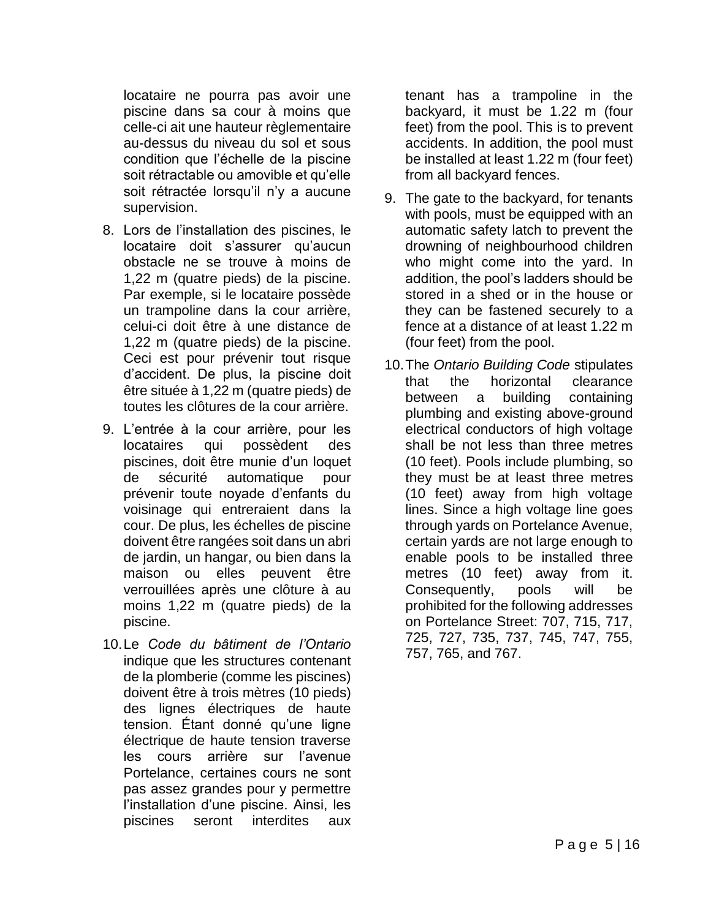locataire ne pourra pas avoir une piscine dans sa cour à moins que celle-ci ait une hauteur règlementaire au-dessus du niveau du sol et sous condition que l'échelle de la piscine soit rétractable ou amovible et qu'elle soit rétractée lorsqu'il n'y a aucune supervision.

8. Lors de l'installation des piscines, le locataire doit s'assurer qu'aucun obstacle ne se trouve à moins de 1,22 m (quatre pieds) de la piscine. Par exemple, si le locataire possède un trampoline dans la cour arrière, celui-ci doit être à une distance de 1,22 m (quatre pieds) de la piscine. Ceci est pour prévenir tout risque d'accident. De plus, la piscine doit être située à 1,22 m (quatre pieds) de toutes les clôtures de la cour arrière.
9. L'entrée à la cour arrière, pour les locataires qui possèdent des piscines, doit être munie d'un loquet de sécurité automatique pour prévenir toute noyade d'enfants du voisinage qui entreraient dans la cour. De plus, les échelles de piscine doivent être rangées soit dans un abri de jardin, un hangar, ou bien dans la maison ou elles peuvent être verrouillées après une clôture à au moins 1,22 m (quatre pieds) de la piscine.
10. Le *Code du bâtiment de l'Ontario* indique que les structures contenant de la plomberie (comme les piscines) doivent être à trois mètres (10 pieds) des lignes électriques de haute tension. Étant donné qu'une ligne électrique de haute tension traverse les cours arrière sur l'avenue Portelance, certaines cours ne sont pas assez grandes pour y permettre l'installation d'une piscine. Ainsi, les piscines seront interdites aux

tenant has a trampoline in the backyard, it must be 1.22 m (four feet) from the pool. This is to prevent accidents. In addition, the pool must be installed at least 1.22 m (four feet) from all backyard fences.

9. The gate to the backyard, for tenants with pools, must be equipped with an automatic safety latch to prevent the drowning of neighbourhood children who might come into the yard. In addition, the pool's ladders should be stored in a shed or in the house or they can be fastened securely to a fence at a distance of at least 1.22 m (four feet) from the pool.
10. The *Ontario Building Code* stipulates that the horizontal clearance between a building containing plumbing and existing above-ground electrical conductors of high voltage shall be not less than three metres (10 feet). Pools include plumbing, so they must be at least three metres (10 feet) away from high voltage lines. Since a high voltage line goes through yards on Portelance Avenue, certain yards are not large enough to enable pools to be installed three metres (10 feet) away from it. Consequently, pools will be prohibited for the following addresses on Portelance Street: 707, 715, 717, 725, 727, 735, 737, 745, 747, 755, 757, 765, and 767.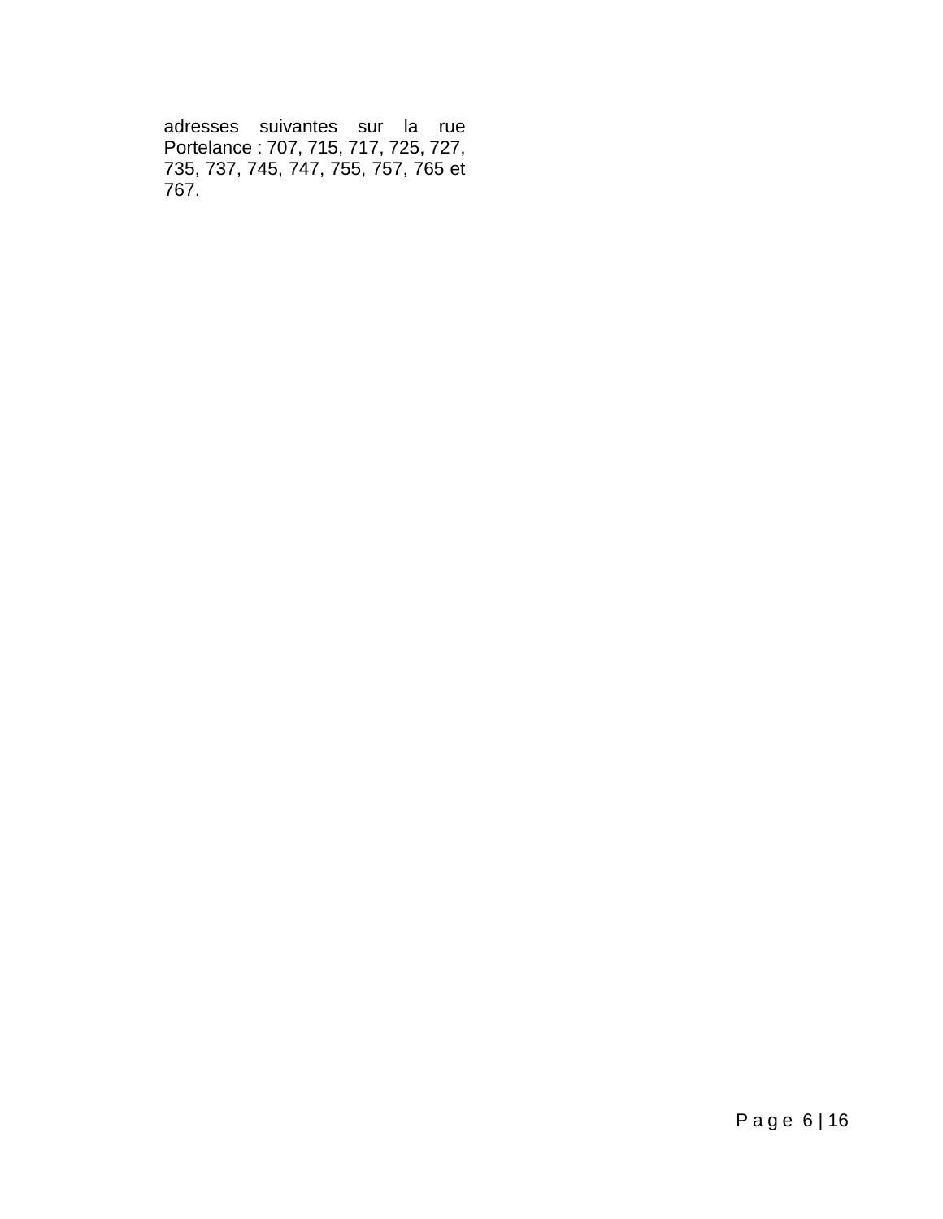adresses suivantes sur la rue Portelance : 707, 715, 717, 725, 727, 735, 737, 745, 747, 755, 757, 765 et 767.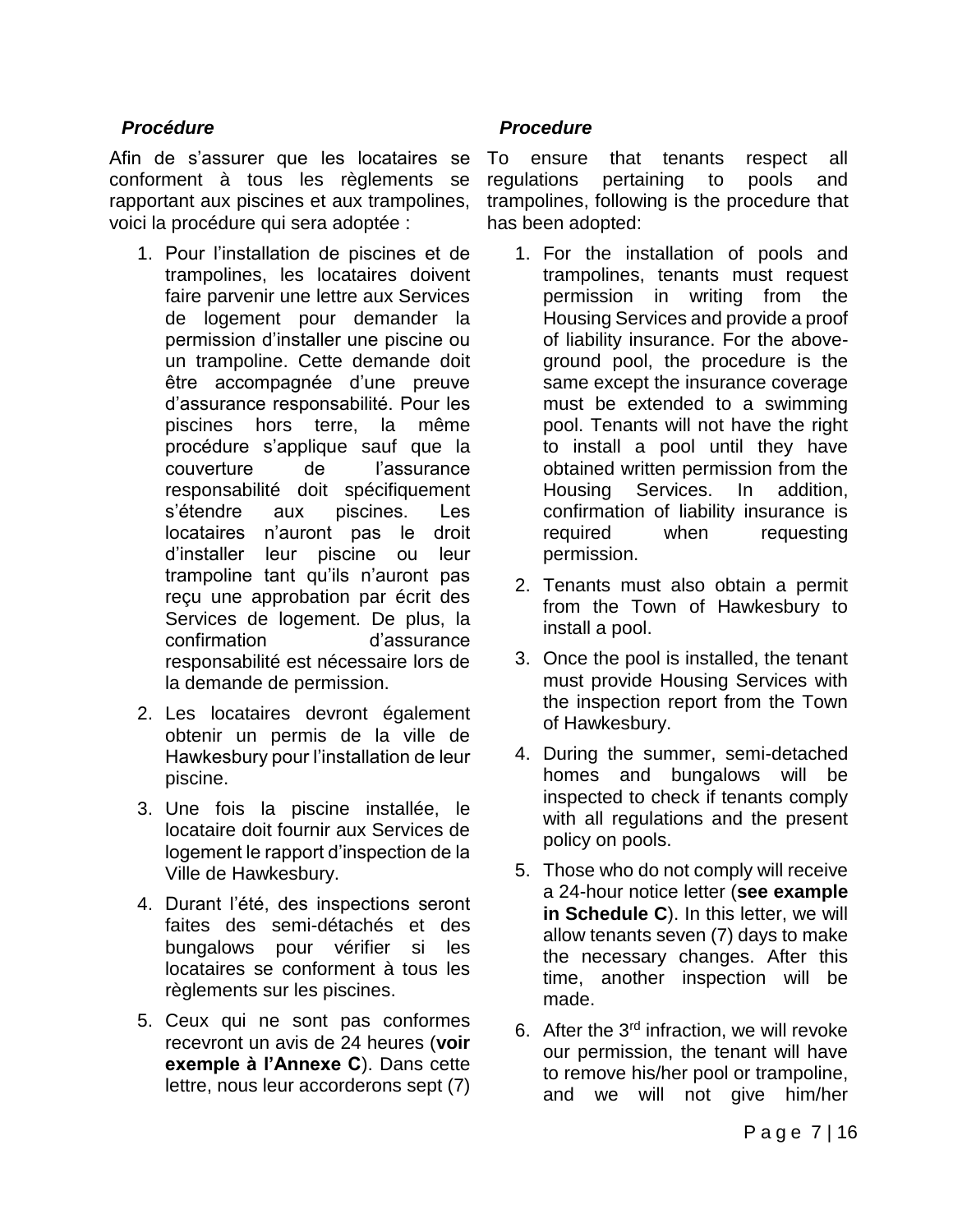### *Procédure*

Afin de s'assurer que les locataires se conforment à tous les règlements se rapportant aux piscines et aux trampolines, voici la procédure qui sera adoptée :

1. Pour l'installation de piscines et de trampolines, les locataires doivent faire parvenir une lettre aux Services de logement pour demander la permission d'installer une piscine ou un trampoline. Cette demande doit être accompagnée d'une preuve d'assurance responsabilité. Pour les piscines hors terre, la même procédure s'applique sauf que la couverture de l'assurance responsabilité doit spécifiquement s'étendre aux piscines. Les locataires n'auront pas le droit d'installer leur piscine ou leur trampoline tant qu'ils n'auront pas reçu une approbation par écrit des Services de logement. De plus, la confirmation d'assurance responsabilité est nécessaire lors de la demande de permission.
2. Les locataires devront également obtenir un permis de la ville de Hawkesbury pour l'installation de leur piscine.
3. Une fois la piscine installée, le locataire doit fournir aux Services de logement le rapport d'inspection de la Ville de Hawkesbury.
4. Durant l'été, des inspections seront faites des semi-détachés et des bungalows pour vérifier si les locataires se conforment à tous les règlements sur les piscines.
5. Ceux qui ne sont pas conformes recevront un avis de 24 heures (**voir exemple à l'Annexe C**). Dans cette lettre, nous leur accorderons sept (7)

### *Procedure*

To ensure that tenants respect all regulations pertaining to pools and trampolines, following is the procedure that has been adopted:

1. For the installation of pools and trampolines, tenants must request permission in writing from the Housing Services and provide a proof of liability insurance. For the above-ground pool, the procedure is the same except the insurance coverage must be extended to a swimming pool. Tenants will not have the right to install a pool until they have obtained written permission from the Housing Services. In addition, confirmation of liability insurance is required when requesting permission.
2. Tenants must also obtain a permit from the Town of Hawkesbury to install a pool.
3. Once the pool is installed, the tenant must provide Housing Services with the inspection report from the Town of Hawkesbury.
4. During the summer, semi-detached homes and bungalows will be inspected to check if tenants comply with all regulations and the present policy on pools.
5. Those who do not comply will receive a 24-hour notice letter (**see example in Schedule C**). In this letter, we will allow tenants seven (7) days to make the necessary changes. After this time, another inspection will be made.
6. After the 3rd infraction, we will revoke our permission, the tenant will have to remove his/her pool or trampoline, and we will not give him/her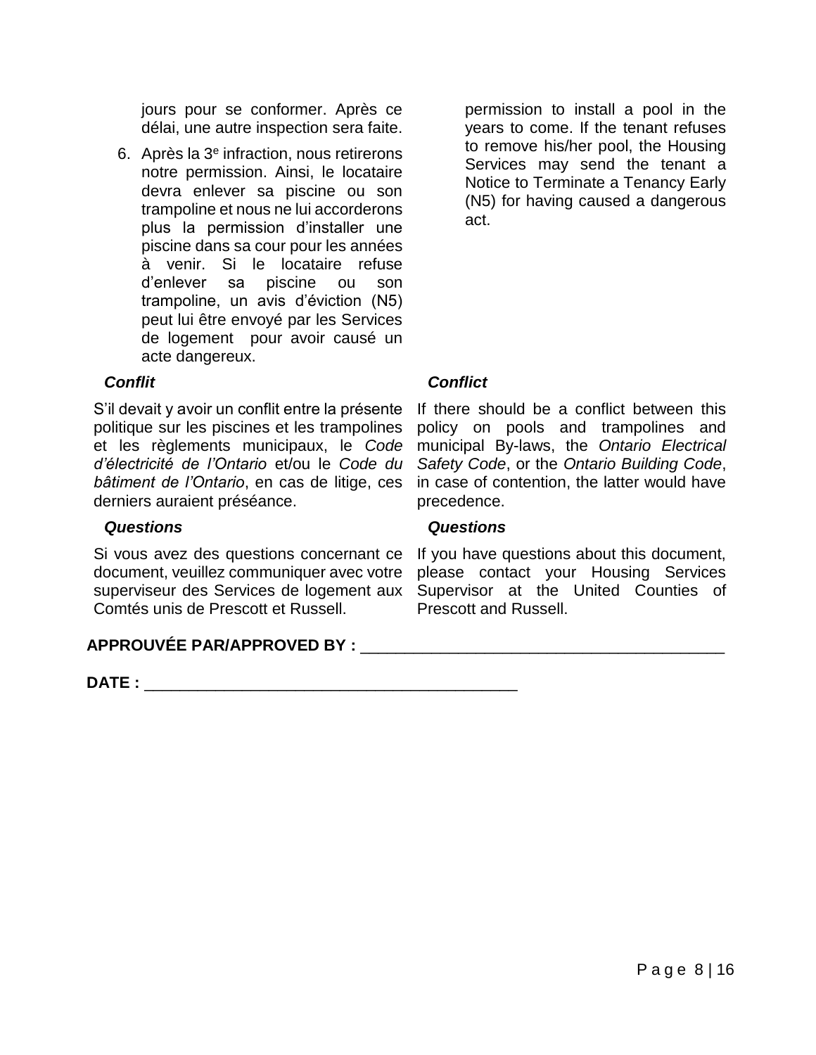jours pour se conformer. Après ce délai, une autre inspection sera faite.

6. Après la 3e infraction, nous retirerons notre permission. Ainsi, le locataire devra enlever sa piscine ou son trampoline et nous ne lui accorderons plus la permission d'installer une piscine dans sa cour pour les années à venir. Si le locataire refuse d'enlever sa piscine ou son trampoline, un avis d'éviction (N5) peut lui être envoyé par les Services de logement pour avoir causé un acte dangereux.

permission to install a pool in the years to come. If the tenant refuses to remove his/her pool, the Housing Services may send the tenant a Notice to Terminate a Tenancy Early (N5) for having caused a dangerous act.

### *Conflit*

S'il devait y avoir un conflit entre la présente politique sur les piscines et les trampolines et les règlements municipaux, le *Code d'électricité de l'Ontario* et/ou le *Code du bâtiment de l'Ontario*, en cas de litige, ces derniers auraient préséance.

### *Conflict*

If there should be a conflict between this policy on pools and trampolines and municipal By-laws, the *Ontario Electrical Safety Code*, or the *Ontario Building Code*, in case of contention, the latter would have precedence.

### *Questions*

Si vous avez des questions concernant ce document, veuillez communiquer avec votre superviseur des Services de logement aux Comtés unis de Prescott et Russell.

### *Questions*

If you have questions about this document, please contact your Housing Services Supervisor at the United Counties of Prescott and Russell.

**APPROUVÉE PAR/APPROVED BY :** ________________________________________

**DATE :** ________________________________________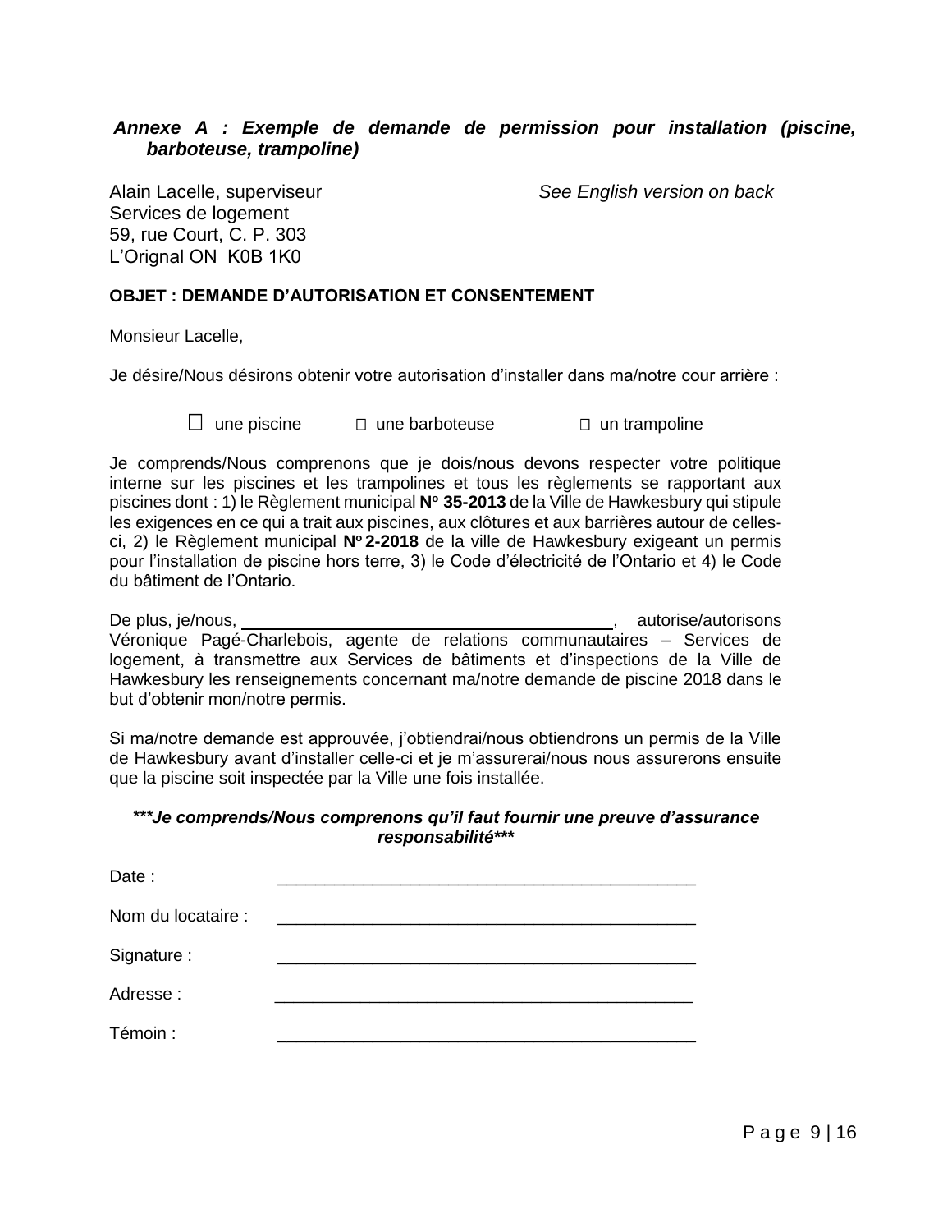### *Annexe A : Exemple de demande de permission pour installation (piscine, barboteuse, trampoline)*

Alain Lacelle, superviseur *See English version on back*
Services de logement
59, rue Court, C. P. 303
L'Orignal ON K0B 1K0

**OBJET : DEMANDE D'AUTORISATION ET CONSENTEMENT**

Monsieur Lacelle,

Je désire/Nous désirons obtenir votre autorisation d'installer dans ma/notre cour arrière :

☐ une piscine ☐ une barboteuse ☐ un trampoline

Je comprends/Nous comprenons que je dois/nous devons respecter votre politique interne sur les piscines et les trampolines et tous les règlements se rapportant aux piscines dont : 1) le Règlement municipal **Nº 35-2013** de la Ville de Hawkesbury qui stipule les exigences en ce qui a trait aux piscines, aux clôtures et aux barrières autour de celles-ci, 2) le Règlement municipal **Nº 2-2018** de la ville de Hawkesbury exigeant un permis pour l'installation de piscine hors terre, 3) le Code d'électricité de l'Ontario et 4) le Code du bâtiment de l'Ontario.

De plus, je/nous, ________________________________________, autorise/autorisons Véronique Pagé-Charlebois, agente de relations communautaires – Services de logement, à transmettre aux Services de bâtiments et d'inspections de la Ville de Hawkesbury les renseignements concernant ma/notre demande de piscine 2018 dans le but d'obtenir mon/notre permis.

Si ma/notre demande est approuvée, j'obtiendrai/nous obtiendrons un permis de la Ville de Hawkesbury avant d'installer celle-ci et je m'assurerai/nous nous assurerons ensuite que la piscine soit inspectée par la Ville une fois installée.

***\*\*\*Je comprends/Nous comprenons qu'il faut fournir une preuve d'assurance responsabilité\*\*\****

Date : ____________________________________________

Nom du locataire : ____________________________________________

Signature : ____________________________________________

Adresse : ____________________________________________

Témoin : ____________________________________________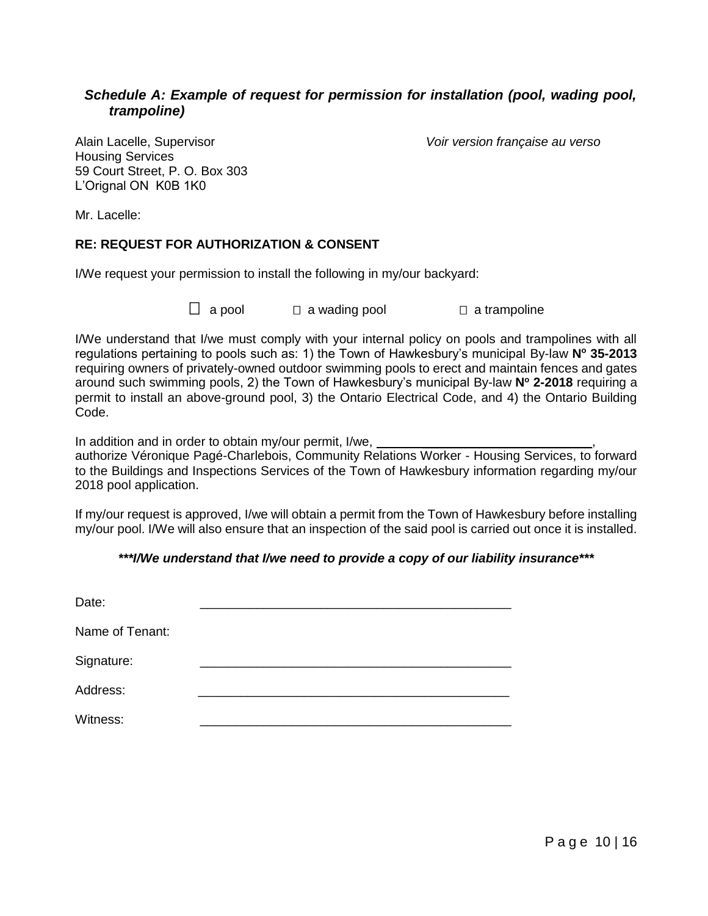### *Schedule A: Example of request for permission for installation (pool, wading pool, trampoline)*

Alain Lacelle, Supervisor
Housing Services
59 Court Street, P. O. Box 303
L'Orignal ON K0B 1K0

*Voir version française au verso*

Mr. Lacelle:

**RE: REQUEST FOR AUTHORIZATION & CONSENT**

I/We request your permission to install the following in my/our backyard:

☐ a pool ☐ a wading pool ☐ a trampoline

I/We understand that I/we must comply with your internal policy on pools and trampolines with all regulations pertaining to pools such as: 1) the Town of Hawkesbury's municipal By-law **Nº 35-2013** requiring owners of privately-owned outdoor swimming pools to erect and maintain fences and gates around such swimming pools, 2) the Town of Hawkesbury's municipal By-law **Nº 2-2018** requiring a permit to install an above-ground pool, 3) the Ontario Electrical Code, and 4) the Ontario Building Code.

In addition and in order to obtain my/our permit, I/we, ______________________________, authorize Véronique Pagé-Charlebois, Community Relations Worker - Housing Services, to forward to the Buildings and Inspections Services of the Town of Hawkesbury information regarding my/our 2018 pool application.

If my/our request is approved, I/we will obtain a permit from the Town of Hawkesbury before installing my/our pool. I/We will also ensure that an inspection of the said pool is carried out once it is installed.

***\*\*\*I/We understand that I/we need to provide a copy of our liability insurance\*\*\****

Date: _____________________________________________

Name of Tenant:

Signature: _____________________________________________

Address: _____________________________________________

Witness: _____________________________________________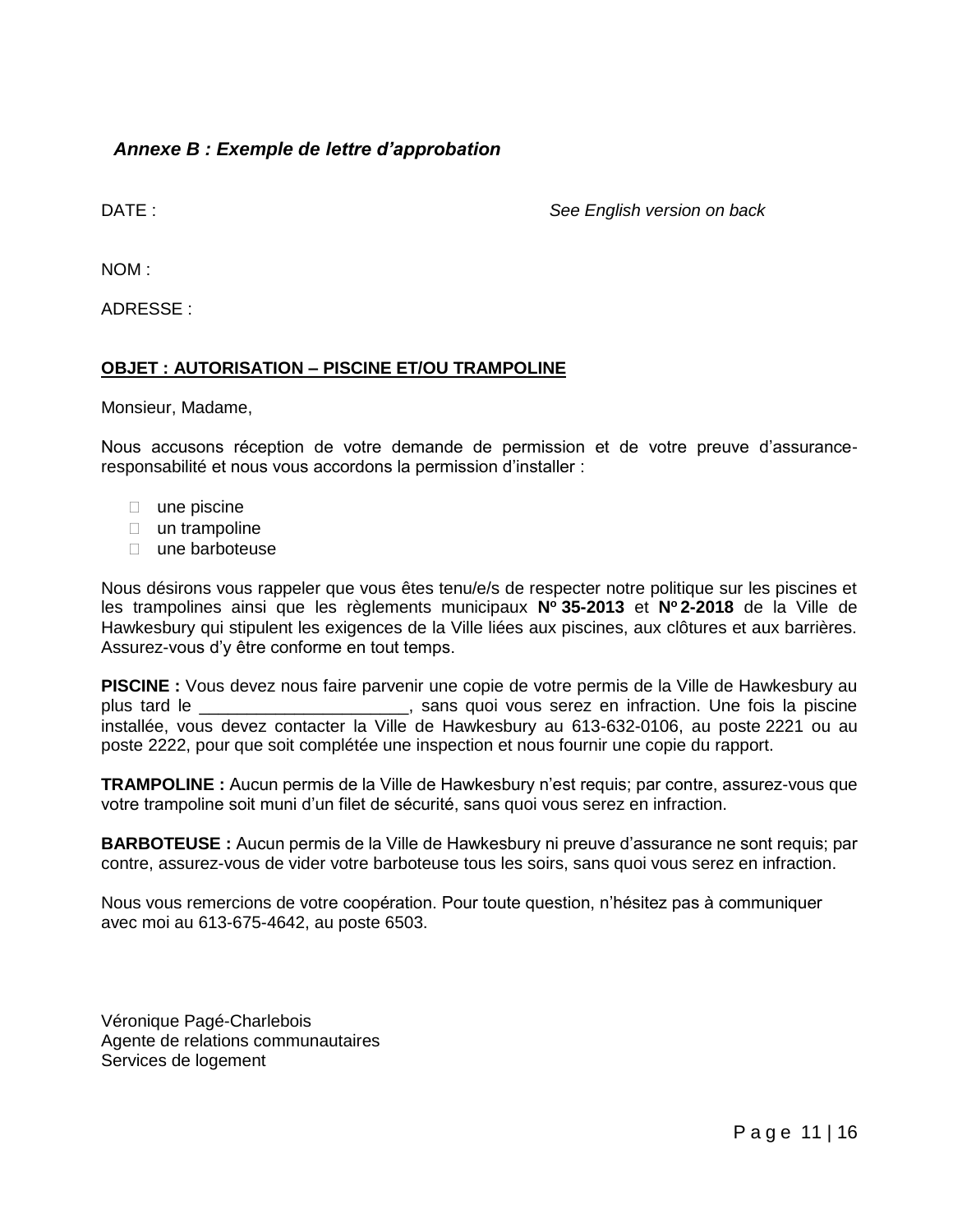### *Annexe B : Exemple de lettre d'approbation*

DATE : *See English version on back*

NOM :

ADRESSE :

**OBJET : AUTORISATION – PISCINE ET/OU TRAMPOLINE**

Monsieur, Madame,

Nous accusons réception de votre demande de permission et de votre preuve d'assurance-responsabilité et nous vous accordons la permission d'installer :

- ☐ une piscine
- ☐ un trampoline
- ☐ une barboteuse

Nous désirons vous rappeler que vous êtes tenu/e/s de respecter notre politique sur les piscines et les trampolines ainsi que les règlements municipaux **Nº 35-2013** et **Nº 2-2018** de la Ville de Hawkesbury qui stipulent les exigences de la Ville liées aux piscines, aux clôtures et aux barrières. Assurez-vous d'y être conforme en tout temps.

**PISCINE :** Vous devez nous faire parvenir une copie de votre permis de la Ville de Hawkesbury au plus tard le ______________________, sans quoi vous serez en infraction. Une fois la piscine installée, vous devez contacter la Ville de Hawkesbury au 613-632-0106, au poste 2221 ou au poste 2222, pour que soit complétée une inspection et nous fournir une copie du rapport.

**TRAMPOLINE :** Aucun permis de la Ville de Hawkesbury n'est requis; par contre, assurez-vous que votre trampoline soit muni d'un filet de sécurité, sans quoi vous serez en infraction.

**BARBOTEUSE :** Aucun permis de la Ville de Hawkesbury ni preuve d'assurance ne sont requis; par contre, assurez-vous de vider votre barboteuse tous les soirs, sans quoi vous serez en infraction.

Nous vous remercions de votre coopération. Pour toute question, n'hésitez pas à communiquer avec moi au 613-675-4642, au poste 6503.

Véronique Pagé-Charlebois
Agente de relations communautaires
Services de logement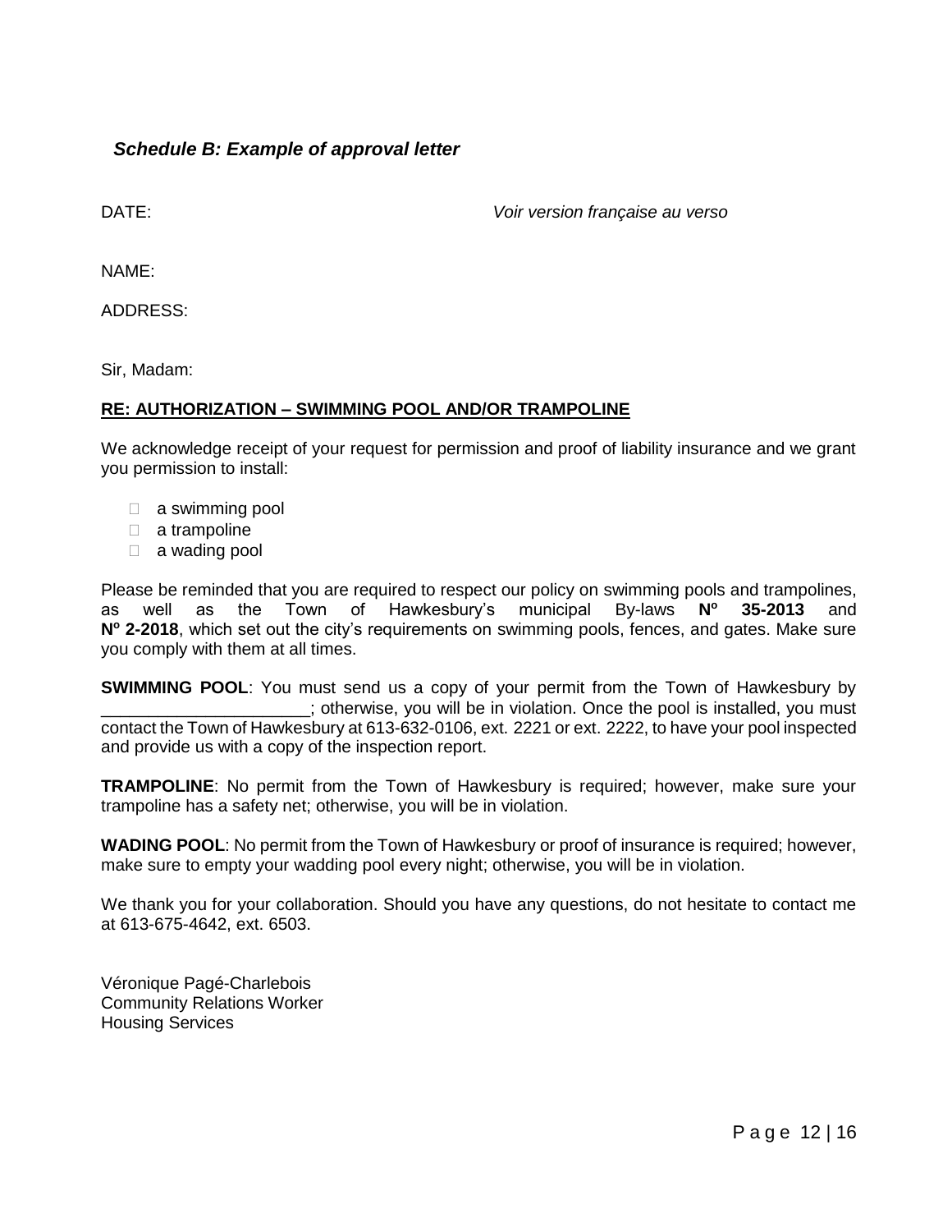### *Schedule B: Example of approval letter*

DATE: *Voir version française au verso*

NAME:

ADDRESS:

Sir, Madam:

**RE: AUTHORIZATION – SWIMMING POOL AND/OR TRAMPOLINE**

We acknowledge receipt of your request for permission and proof of liability insurance and we grant you permission to install:

- ☐ a swimming pool
- ☐ a trampoline
- ☐ a wading pool

Please be reminded that you are required to respect our policy on swimming pools and trampolines, as well as the Town of Hawkesbury's municipal By-laws **Nº 35-2013** and **Nº 2-2018**, which set out the city's requirements on swimming pools, fences, and gates. Make sure you comply with them at all times.

**SWIMMING POOL**: You must send us a copy of your permit from the Town of Hawkesbury by ______________________; otherwise, you will be in violation. Once the pool is installed, you must contact the Town of Hawkesbury at 613-632-0106, ext. 2221 or ext. 2222, to have your pool inspected and provide us with a copy of the inspection report.

**TRAMPOLINE**: No permit from the Town of Hawkesbury is required; however, make sure your trampoline has a safety net; otherwise, you will be in violation.

**WADING POOL**: No permit from the Town of Hawkesbury or proof of insurance is required; however, make sure to empty your wadding pool every night; otherwise, you will be in violation.

We thank you for your collaboration. Should you have any questions, do not hesitate to contact me at 613-675-4642, ext. 6503.

Véronique Pagé-Charlebois
Community Relations Worker
Housing Services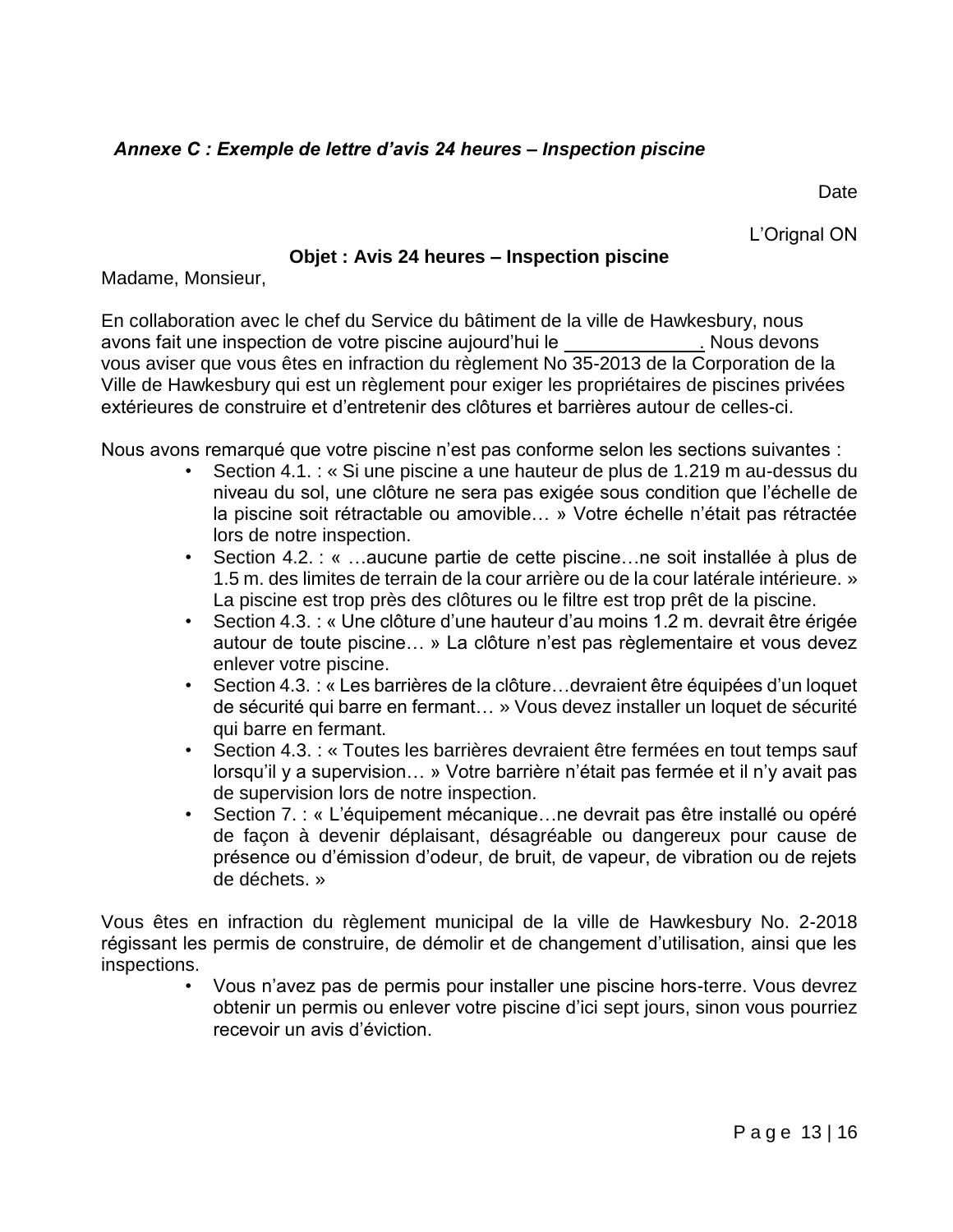### *Annexe C : Exemple de lettre d'avis 24 heures – Inspection piscine*

Date

L'Orignal ON

**Objet : Avis 24 heures – Inspection piscine**

Madame, Monsieur,

En collaboration avec le chef du Service du bâtiment de la ville de Hawkesbury, nous avons fait une inspection de votre piscine aujourd'hui le _____________. Nous devons vous aviser que vous êtes en infraction du règlement No 35-2013 de la Corporation de la Ville de Hawkesbury qui est un règlement pour exiger les propriétaires de piscines privées extérieures de construire et d'entretenir des clôtures et barrières autour de celles-ci.

Nous avons remarqué que votre piscine n'est pas conforme selon les sections suivantes :

- Section 4.1. : « Si une piscine a une hauteur de plus de 1.219 m au-dessus du niveau du sol, une clôture ne sera pas exigée sous condition que l'échelle de la piscine soit rétractable ou amovible… » Votre échelle n'était pas rétractée lors de notre inspection.
- Section 4.2. : « …aucune partie de cette piscine…ne soit installée à plus de 1.5 m. des limites de terrain de la cour arrière ou de la cour latérale intérieure. » La piscine est trop près des clôtures ou le filtre est trop prêt de la piscine.
- Section 4.3. : « Une clôture d'une hauteur d'au moins 1.2 m. devrait être érigée autour de toute piscine… » La clôture n'est pas règlementaire et vous devez enlever votre piscine.
- Section 4.3. : « Les barrières de la clôture…devraient être équipées d'un loquet de sécurité qui barre en fermant… » Vous devez installer un loquet de sécurité qui barre en fermant.
- Section 4.3. : « Toutes les barrières devraient être fermées en tout temps sauf lorsqu'il y a supervision… » Votre barrière n'était pas fermée et il n'y avait pas de supervision lors de notre inspection.
- Section 7. : « L'équipement mécanique…ne devrait pas être installé ou opéré de façon à devenir déplaisant, désagréable ou dangereux pour cause de présence ou d'émission d'odeur, de bruit, de vapeur, de vibration ou de rejets de déchets. »

Vous êtes en infraction du règlement municipal de la ville de Hawkesbury No. 2-2018 régissant les permis de construire, de démolir et de changement d'utilisation, ainsi que les inspections.

- Vous n'avez pas de permis pour installer une piscine hors-terre. Vous devrez obtenir un permis ou enlever votre piscine d'ici sept jours, sinon vous pourriez recevoir un avis d'éviction.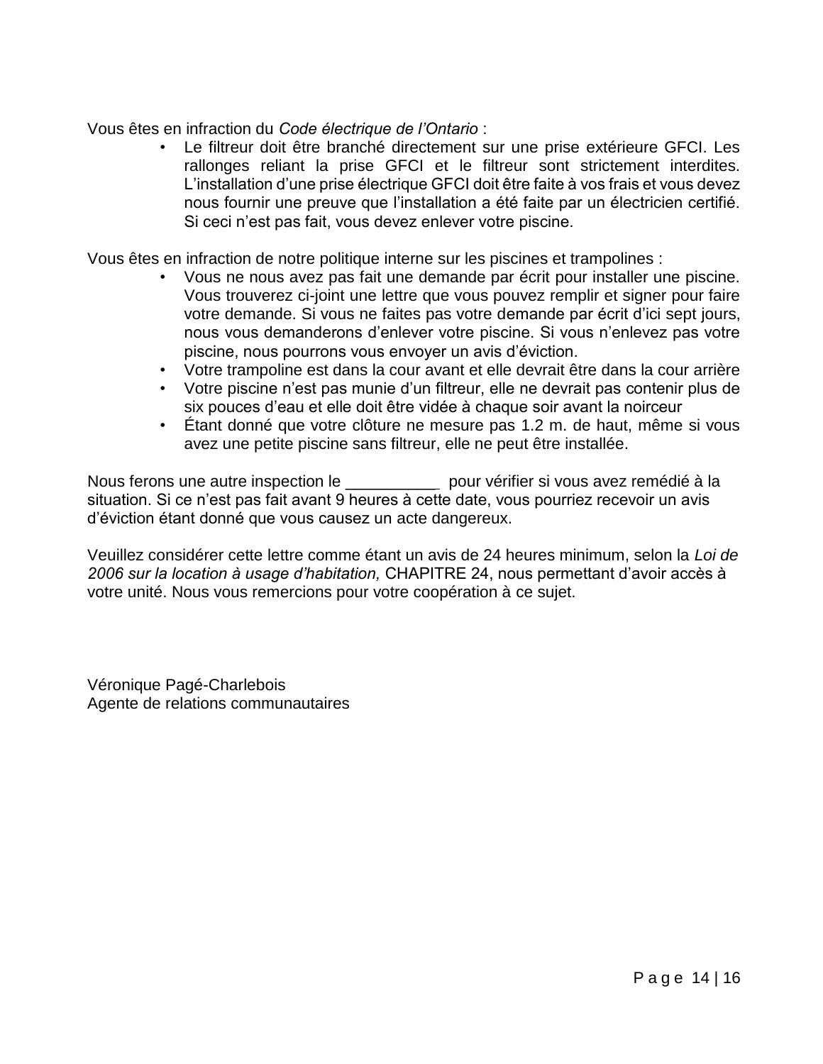Vous êtes en infraction du *Code électrique de l'Ontario* :

- Le filtreur doit être branché directement sur une prise extérieure GFCI. Les rallonges reliant la prise GFCI et le filtreur sont strictement interdites. L'installation d'une prise électrique GFCI doit être faite à vos frais et vous devez nous fournir une preuve que l'installation a été faite par un électricien certifié. Si ceci n'est pas fait, vous devez enlever votre piscine.

Vous êtes en infraction de notre politique interne sur les piscines et trampolines :

- Vous ne nous avez pas fait une demande par écrit pour installer une piscine. Vous trouverez ci-joint une lettre que vous pouvez remplir et signer pour faire votre demande. Si vous ne faites pas votre demande par écrit d'ici sept jours, nous vous demanderons d'enlever votre piscine. Si vous n'enlevez pas votre piscine, nous pourrons vous envoyer un avis d'éviction.
- Votre trampoline est dans la cour avant et elle devrait être dans la cour arrière
- Votre piscine n'est pas munie d'un filtreur, elle ne devrait pas contenir plus de six pouces d'eau et elle doit être vidée à chaque soir avant la noirceur
- Étant donné que votre clôture ne mesure pas 1.2 m. de haut, même si vous avez une petite piscine sans filtreur, elle ne peut être installée.

Nous ferons une autre inspection le __________ pour vérifier si vous avez remédié à la situation. Si ce n'est pas fait avant 9 heures à cette date, vous pourriez recevoir un avis d'éviction étant donné que vous causez un acte dangereux.

Veuillez considérer cette lettre comme étant un avis de 24 heures minimum, selon la *Loi de 2006 sur la location à usage d'habitation,* CHAPITRE 24, nous permettant d'avoir accès à votre unité. Nous vous remercions pour votre coopération à ce sujet.

Véronique Pagé-Charlebois
Agente de relations communautaires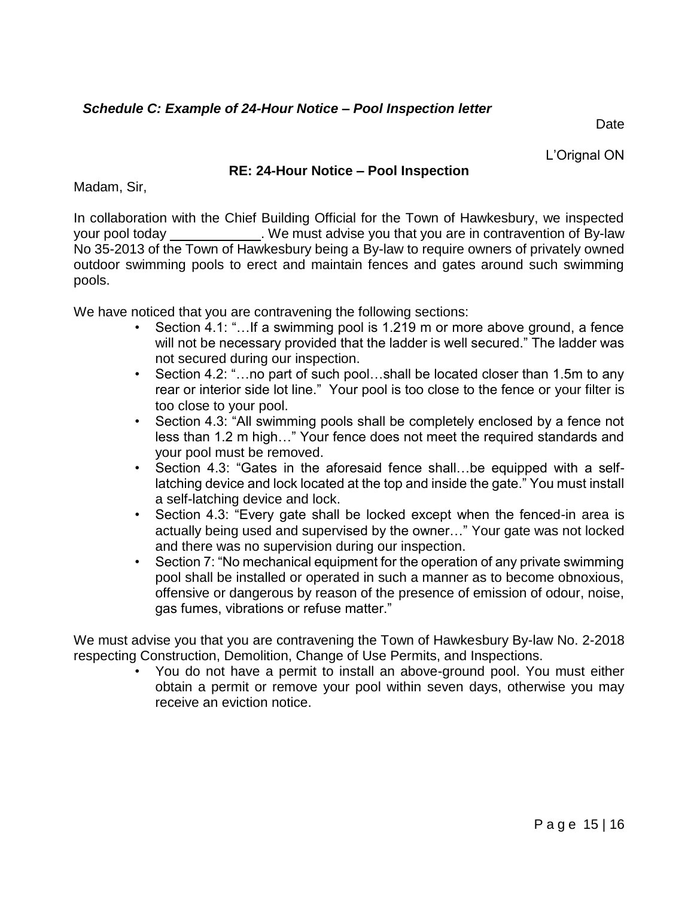***Schedule C: Example of 24-Hour Notice – Pool Inspection letter***

Date

L'Orignal ON

**RE: 24-Hour Notice – Pool Inspection**

Madam, Sir,

In collaboration with the Chief Building Official for the Town of Hawkesbury, we inspected your pool today ____________. We must advise you that you are in contravention of By-law No 35-2013 of the Town of Hawkesbury being a By-law to require owners of privately owned outdoor swimming pools to erect and maintain fences and gates around such swimming pools.

We have noticed that you are contravening the following sections:

- Section 4.1: "…If a swimming pool is 1.219 m or more above ground, a fence will not be necessary provided that the ladder is well secured." The ladder was not secured during our inspection.
- Section 4.2: "…no part of such pool…shall be located closer than 1.5m to any rear or interior side lot line." Your pool is too close to the fence or your filter is too close to your pool.
- Section 4.3: "All swimming pools shall be completely enclosed by a fence not less than 1.2 m high…" Your fence does not meet the required standards and your pool must be removed.
- Section 4.3: "Gates in the aforesaid fence shall…be equipped with a self-latching device and lock located at the top and inside the gate." You must install a self-latching device and lock.
- Section 4.3: "Every gate shall be locked except when the fenced-in area is actually being used and supervised by the owner…" Your gate was not locked and there was no supervision during our inspection.
- Section 7: "No mechanical equipment for the operation of any private swimming pool shall be installed or operated in such a manner as to become obnoxious, offensive or dangerous by reason of the presence of emission of odour, noise, gas fumes, vibrations or refuse matter."

We must advise you that you are contravening the Town of Hawkesbury By-law No. 2-2018 respecting Construction, Demolition, Change of Use Permits, and Inspections.

- You do not have a permit to install an above-ground pool. You must either obtain a permit or remove your pool within seven days, otherwise you may receive an eviction notice.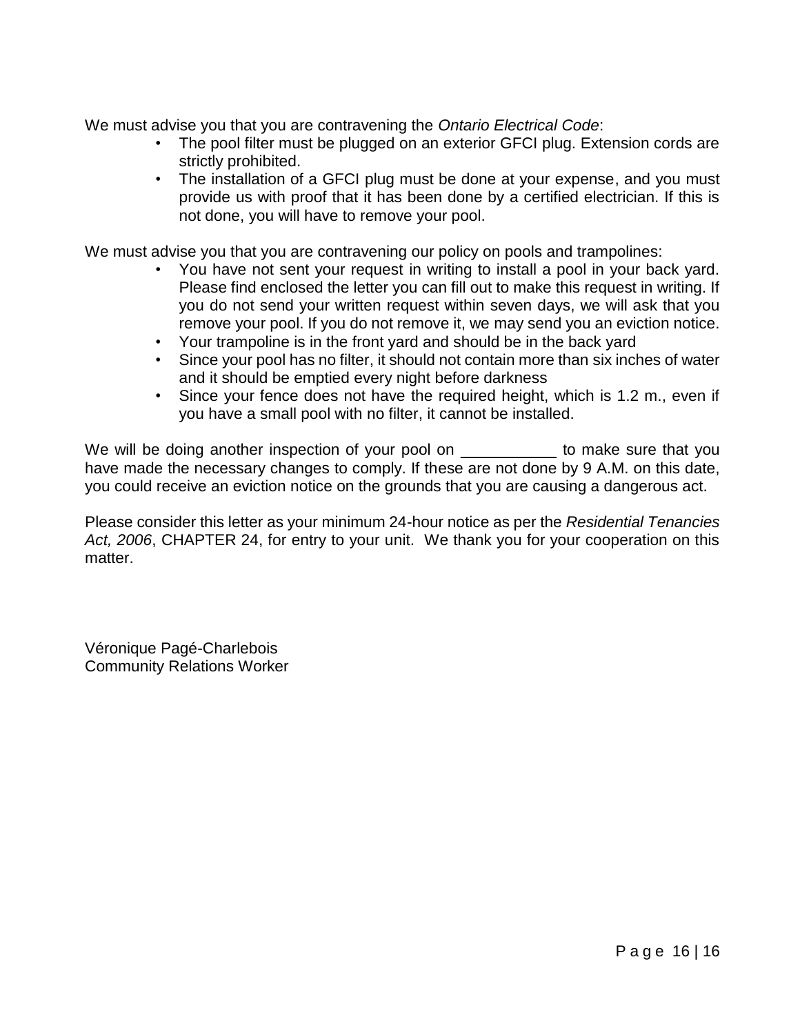We must advise you that you are contravening the *Ontario Electrical Code*:

- The pool filter must be plugged on an exterior GFCI plug. Extension cords are strictly prohibited.
- The installation of a GFCI plug must be done at your expense, and you must provide us with proof that it has been done by a certified electrician. If this is not done, you will have to remove your pool.

We must advise you that you are contravening our policy on pools and trampolines:

- You have not sent your request in writing to install a pool in your back yard. Please find enclosed the letter you can fill out to make this request in writing. If you do not send your written request within seven days, we will ask that you remove your pool. If you do not remove it, we may send you an eviction notice.
- Your trampoline is in the front yard and should be in the back yard
- Since your pool has no filter, it should not contain more than six inches of water and it should be emptied every night before darkness
- Since your fence does not have the required height, which is 1.2 m., even if you have a small pool with no filter, it cannot be installed.

We will be doing another inspection of your pool on ___________ to make sure that you have made the necessary changes to comply. If these are not done by 9 A.M. on this date, you could receive an eviction notice on the grounds that you are causing a dangerous act.

Please consider this letter as your minimum 24-hour notice as per the *Residential Tenancies Act, 2006*, CHAPTER 24, for entry to your unit. We thank you for your cooperation on this matter.

Véronique Pagé-Charlebois
Community Relations Worker